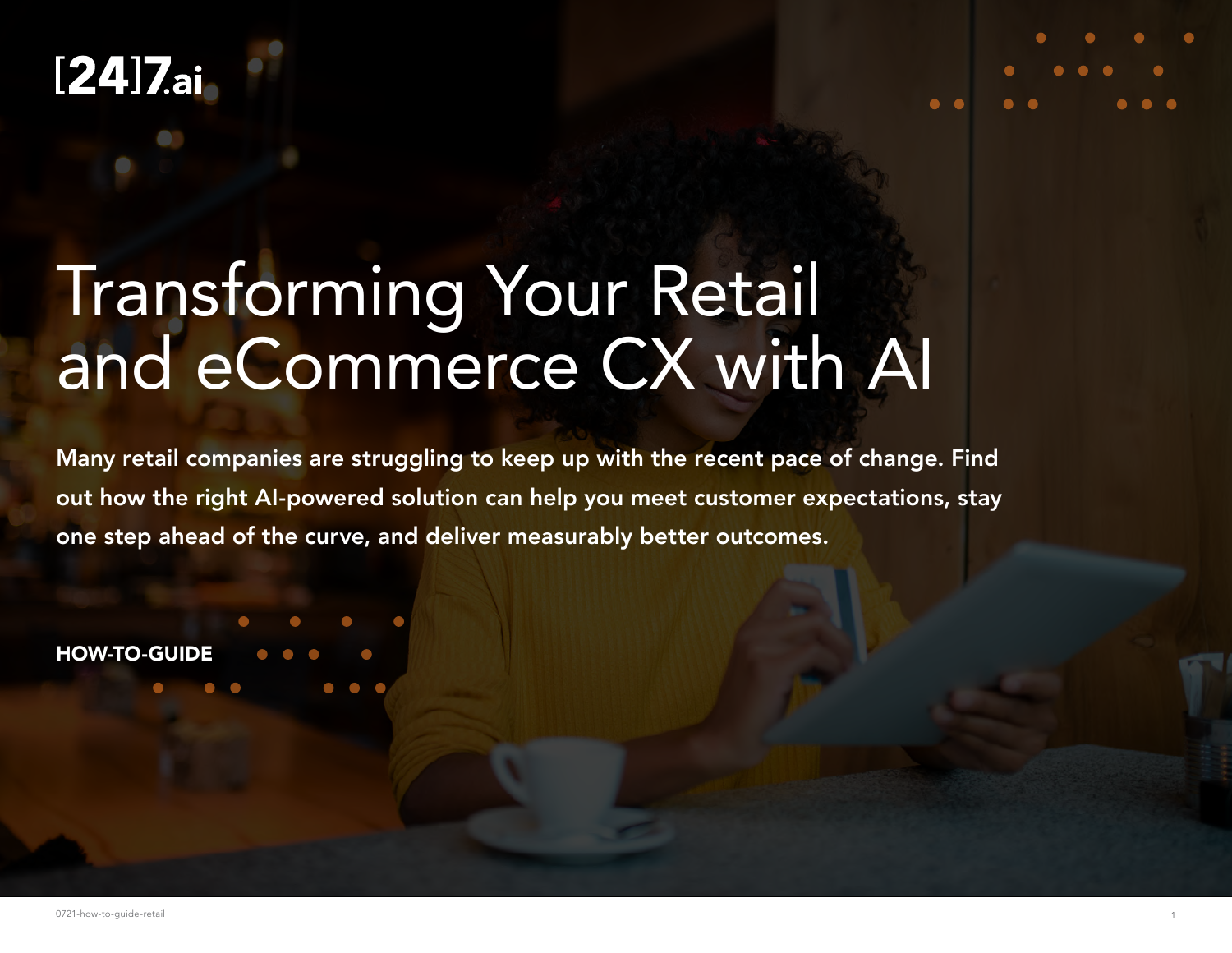[24]7.ai

# Transforming Your Retail and eCommerce CX with AI

**Many retail companies are struggling to keep up with the recent pace of change. Find out how the right AI-powered solution can help you meet customer expectations, stay one step ahead of the curve, and deliver measurably better outcomes.**

**HOW-TO-GUIDE**

0721-how-to-guide-retail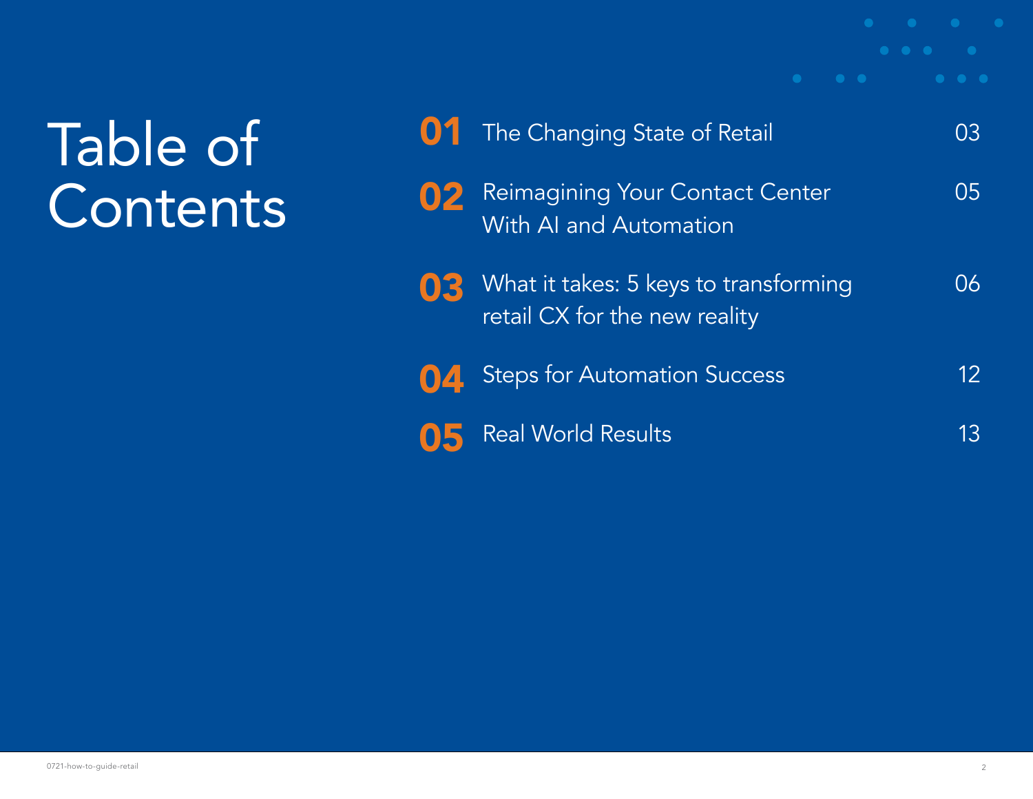# Table of Contents

| | | |
|---|---|---|
| **01** | The Changing State of Retail | 03 |
| **02** | Reimagining Your Contact Center With AI and Automation | 05 |
| **03** | What it takes: 5 keys to transforming retail CX for the new reality | 06 |
| **04** | Steps for Automation Success | 12 |
| **05** | Real World Results | 13 |

0721-how-to-guide-retail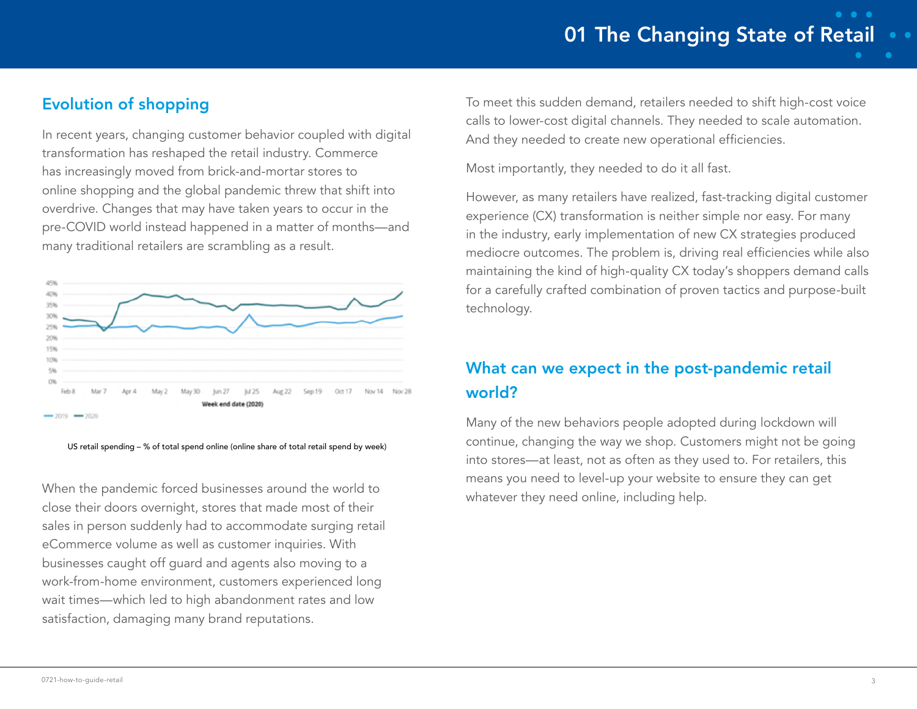## Evolution of shopping

In recent years, changing customer behavior coupled with digital transformation has reshaped the retail industry. Commerce has increasingly moved from brick-and-mortar stores to online shopping and the global pandemic threw that shift into overdrive. Changes that may have taken years to occur in the pre-COVID world instead happened in a matter of months—and many traditional retailers are scrambling as a result.

US retail spending – % of total spend online (online share of total retail spend by week)

When the pandemic forced businesses around the world to close their doors overnight, stores that made most of their sales in person suddenly had to accommodate surging retail eCommerce volume as well as customer inquiries. With businesses caught off guard and agents also moving to a work-from-home environment, customers experienced long wait times—which led to high abandonment rates and low satisfaction, damaging many brand reputations.

To meet this sudden demand, retailers needed to shift high-cost voice calls to lower-cost digital channels. They needed to scale automation. And they needed to create new operational efficiencies.

Most importantly, they needed to do it all fast.

However, as many retailers have realized, fast-tracking digital customer experience (CX) transformation is neither simple nor easy. For many in the industry, early implementation of new CX strategies produced mediocre outcomes. The problem is, driving real efficiencies while also maintaining the kind of high-quality CX today's shoppers demand calls for a carefully crafted combination of proven tactics and purpose-built technology.

## What can we expect in the post-pandemic retail world?

Many of the new behaviors people adopted during lockdown will continue, changing the way we shop. Customers might not be going into stores—at least, not as often as they used to. For retailers, this means you need to level-up your website to ensure they can get whatever they need online, including help.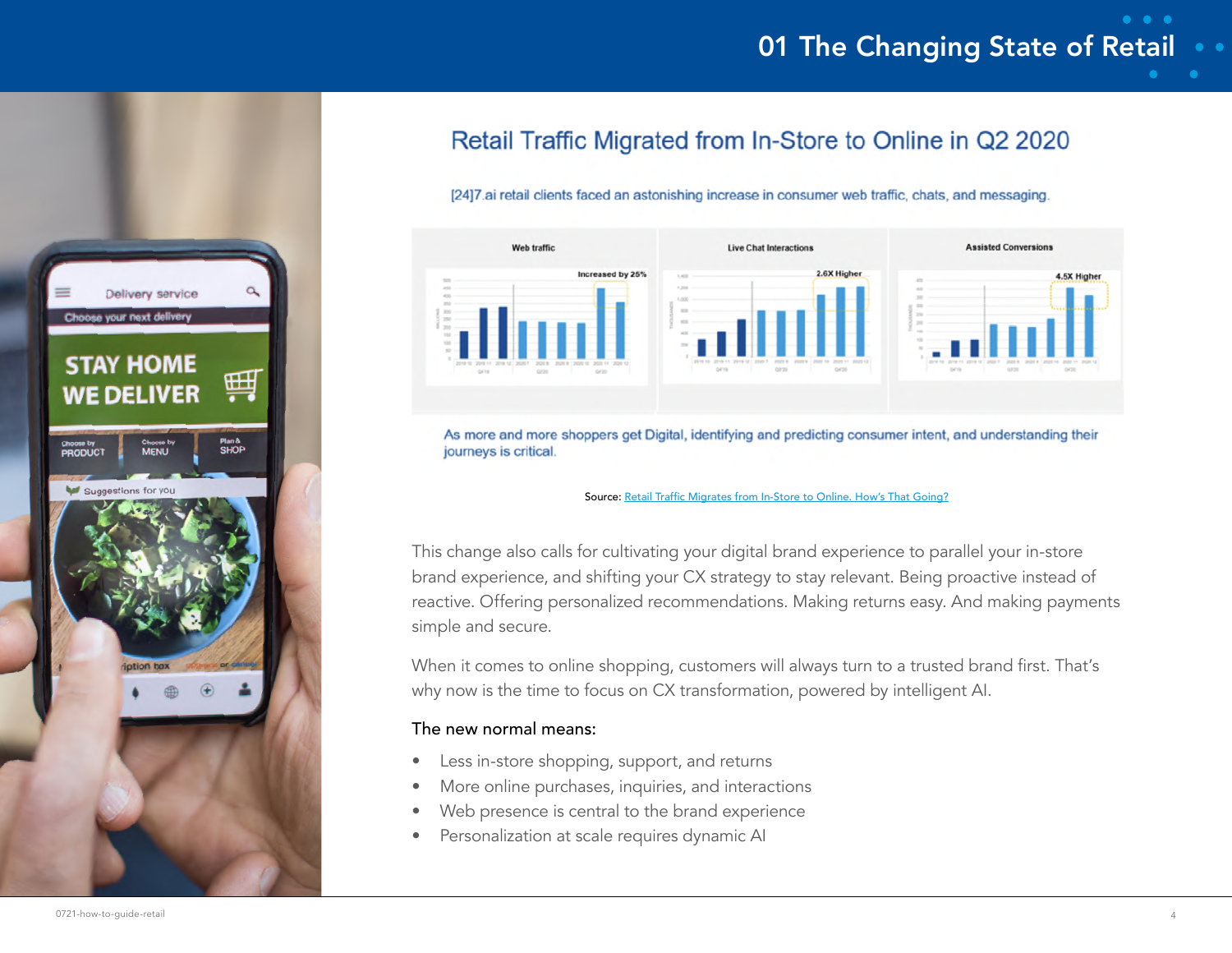# 01 The Changing State of Retail

## Retail Traffic Migrated from In-Store to Online in Q2 2020

[24]7.ai retail clients faced an astonishing increase in consumer web traffic, chats, and messaging.

Web traffic — Increased by 25%

Live Chat Interactions — 2.6X Higher

Assisted Conversions — 4.5X Higher

As more and more shoppers get Digital, identifying and predicting consumer intent, and understanding their journeys is critical.

Source: [Retail Traffic Migrates from In-Store to Online. How's That Going?]

This change also calls for cultivating your digital brand experience to parallel your in-store brand experience, and shifting your CX strategy to stay relevant. Being proactive instead of reactive. Offering personalized recommendations. Making returns easy. And making payments simple and secure.

When it comes to online shopping, customers will always turn to a trusted brand first. That's why now is the time to focus on CX transformation, powered by intelligent AI.

The new normal means:

- Less in-store shopping, support, and returns
- More online purchases, inquiries, and interactions
- Web presence is central to the brand experience
- Personalization at scale requires dynamic AI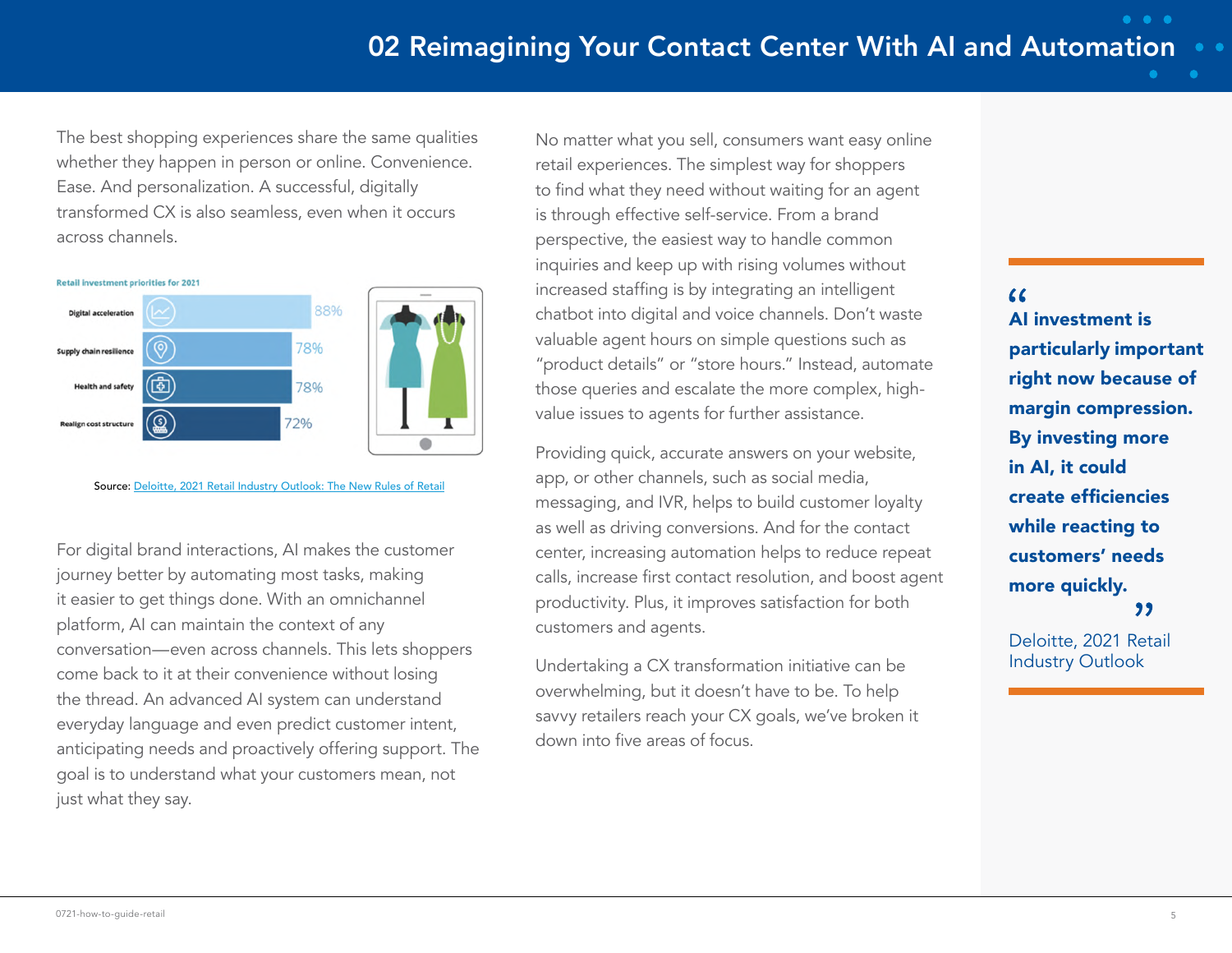## 02 Reimagining Your Contact Center With AI and Automation

The best shopping experiences share the same qualities whether they happen in person or online. Convenience. Ease. And personalization. A successful, digitally transformed CX is also seamless, even when it occurs across channels.

**Retail investment priorities for 2021**

| Priority | Percentage |
|---|---|
| Digital acceleration | 88% |
| Supply chain resilience | 78% |
| Health and safety | 78% |
| Realign cost structure | 72% |

Source: Deloitte, 2021 Retail Industry Outlook: The New Rules of Retail

For digital brand interactions, AI makes the customer journey better by automating most tasks, making it easier to get things done. With an omnichannel platform, AI can maintain the context of any conversation—even across channels. This lets shoppers come back to it at their convenience without losing the thread. An advanced AI system can understand everyday language and even predict customer intent, anticipating needs and proactively offering support. The goal is to understand what your customers mean, not just what they say.

No matter what you sell, consumers want easy online retail experiences. The simplest way for shoppers to find what they need without waiting for an agent is through effective self-service. From a brand perspective, the easiest way to handle common inquiries and keep up with rising volumes without increased staffing is by integrating an intelligent chatbot into digital and voice channels. Don't waste valuable agent hours on simple questions such as "product details" or "store hours." Instead, automate those queries and escalate the more complex, high-value issues to agents for further assistance.

Providing quick, accurate answers on your website, app, or other channels, such as social media, messaging, and IVR, helps to build customer loyalty as well as driving conversions. And for the contact center, increasing automation helps to reduce repeat calls, increase first contact resolution, and boost agent productivity. Plus, it improves satisfaction for both customers and agents.

Undertaking a CX transformation initiative can be overwhelming, but it doesn't have to be. To help savvy retailers reach your CX goals, we've broken it down into five areas of focus.

> **"AI investment is particularly important right now because of margin compression. By investing more in AI, it could create efficiencies while reacting to customers' needs more quickly."**
>
> Deloitte, 2021 Retail Industry Outlook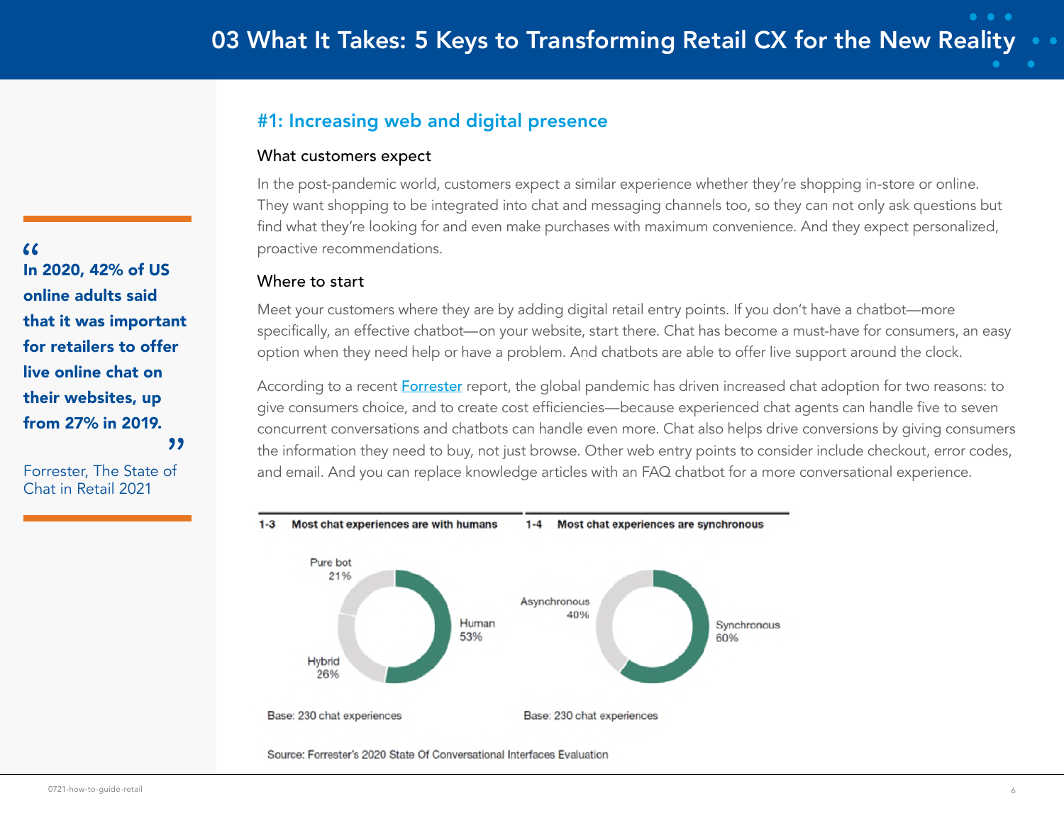# 03 What It Takes: 5 Keys to Transforming Retail CX for the New Reality

> "In 2020, 42% of US online adults said that it was important for retailers to offer live online chat on their websites, up from 27% in 2019."
>
> Forrester, The State of Chat in Retail 2021

## #1: Increasing web and digital presence

### What customers expect

In the post-pandemic world, customers expect a similar experience whether they're shopping in-store or online. They want shopping to be integrated into chat and messaging channels too, so they can not only ask questions but find what they're looking for and even make purchases with maximum convenience. And they expect personalized, proactive recommendations.

### Where to start

Meet your customers where they are by adding digital retail entry points. If you don't have a chatbot—more specifically, an effective chatbot—on your website, start there. Chat has become a must-have for consumers, an easy option when they need help or have a problem. And chatbots are able to offer live support around the clock.

According to a recent Forrester report, the global pandemic has driven increased chat adoption for two reasons: to give consumers choice, and to create cost efficiencies—because experienced chat agents can handle five to seven concurrent conversations and chatbots can handle even more. Chat also helps drive conversions by giving consumers the information they need to buy, not just browse. Other web entry points to consider include checkout, error codes, and email. And you can replace knowledge articles with an FAQ chatbot for a more conversational experience.

**1-3 Most chat experiences are with humans**

| Type | Share |
| --- | --- |
| Human | 53% |
| Hybrid | 26% |
| Pure bot | 21% |

Base: 230 chat experiences

**1-4 Most chat experiences are synchronous**

| Type | Share |
| --- | --- |
| Synchronous | 60% |
| Asynchronous | 40% |

Base: 230 chat experiences

Source: Forrester's 2020 State Of Conversational Interfaces Evaluation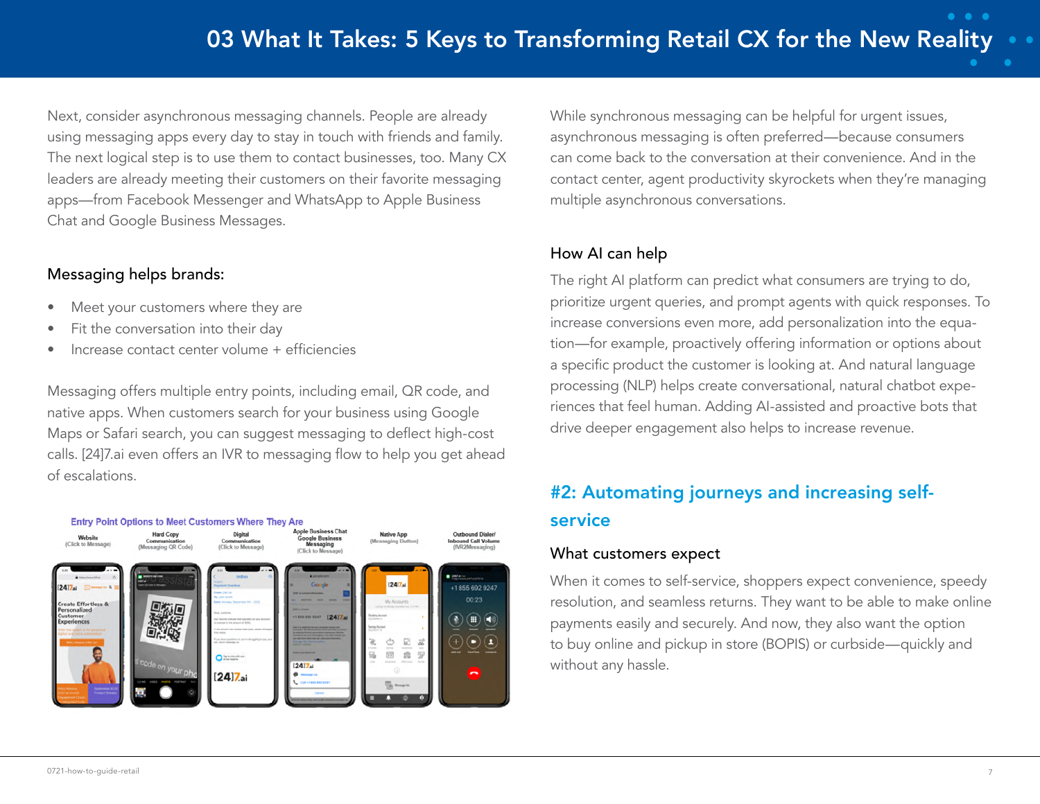Next, consider asynchronous messaging channels. People are already using messaging apps every day to stay in touch with friends and family. The next logical step is to use them to contact businesses, too. Many CX leaders are already meeting their customers on their favorite messaging apps—from Facebook Messenger and WhatsApp to Apple Business Chat and Google Business Messages.

### Messaging helps brands:

- Meet your customers where they are
- Fit the conversation into their day
- Increase contact center volume + efficiencies

Messaging offers multiple entry points, including email, QR code, and native apps. When customers search for your business using Google Maps or Safari search, you can suggest messaging to deflect high-cost calls. [24]7.ai even offers an IVR to messaging flow to help you get ahead of escalations.

Entry Point Options to Meet Customers Where They Are

| Website (Click to Message) | Hard Copy Communication (Messaging QR Code) | Digital Communication (Click to Message) | Apple Business Chat Google Business Messaging (Click to Message) | Native App (Messaging Button) | Outbound Dialer/ Inbound Call Volume (IVR2Messaging) |
|---|---|---|---|---|---|

While synchronous messaging can be helpful for urgent issues, asynchronous messaging is often preferred—because consumers can come back to the conversation at their convenience. And in the contact center, agent productivity skyrockets when they're managing multiple asynchronous conversations.

### How AI can help

The right AI platform can predict what consumers are trying to do, prioritize urgent queries, and prompt agents with quick responses. To increase conversions even more, add personalization into the equation—for example, proactively offering information or options about a specific product the customer is looking at. And natural language processing (NLP) helps create conversational, natural chatbot experiences that feel human. Adding AI-assisted and proactive bots that drive deeper engagement also helps to increase revenue.

## #2: Automating journeys and increasing self-service

### What customers expect

When it comes to self-service, shoppers expect convenience, speedy resolution, and seamless returns. They want to be able to make online payments easily and securely. And now, they also want the option to buy online and pickup in store (BOPIS) or curbside—quickly and without any hassle.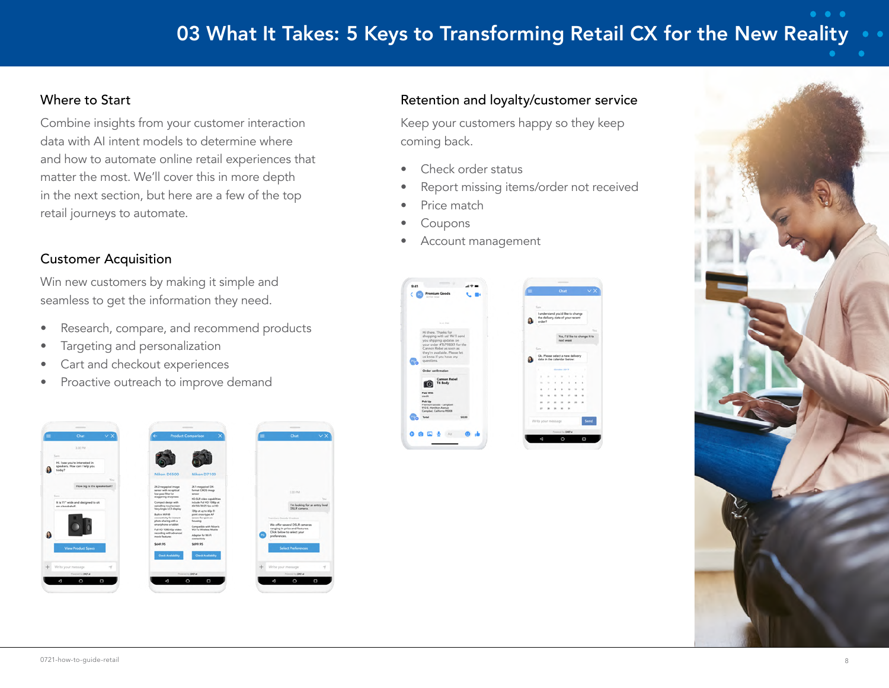# 03 What It Takes: 5 Keys to Transforming Retail CX for the New Reality

## Where to Start

Combine insights from your customer interaction data with AI intent models to determine where and how to automate online retail experiences that matter the most. We'll cover this in more depth in the next section, but here are a few of the top retail journeys to automate.

## Customer Acquisition

Win new customers by making it simple and seamless to get the information they need.

- Research, compare, and recommend products
- Targeting and personalization
- Cart and checkout experiences
- Proactive outreach to improve demand

## Retention and loyalty/customer service

Keep your customers happy so they keep coming back.

- Check order status
- Report missing items/order not received
- Price match
- Coupons
- Account management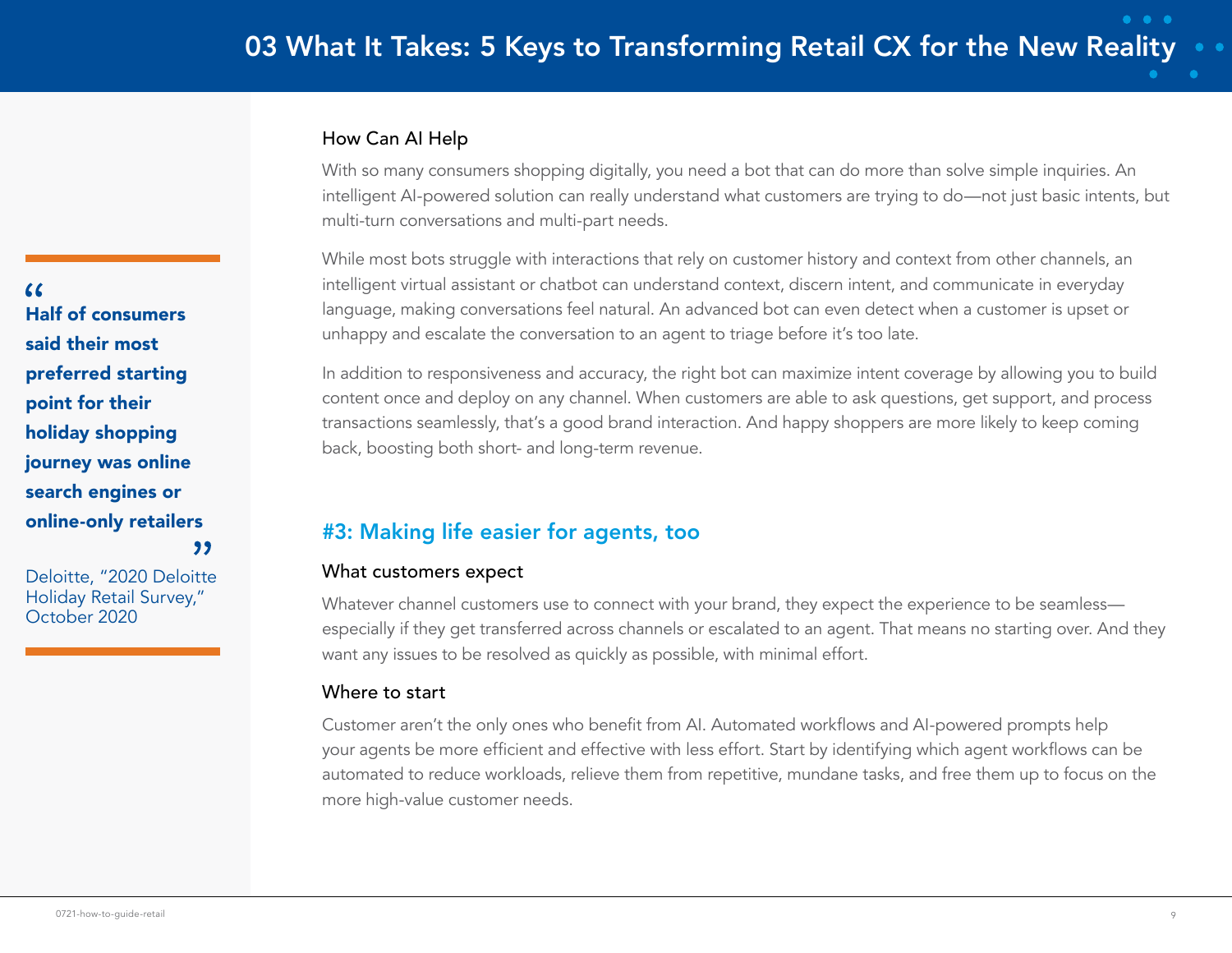### How Can AI Help

With so many consumers shopping digitally, you need a bot that can do more than solve simple inquiries. An intelligent AI-powered solution can really understand what customers are trying to do—not just basic intents, but multi-turn conversations and multi-part needs.

While most bots struggle with interactions that rely on customer history and context from other channels, an intelligent virtual assistant or chatbot can understand context, discern intent, and communicate in everyday language, making conversations feel natural. An advanced bot can even detect when a customer is upset or unhappy and escalate the conversation to an agent to triage before it's too late.

In addition to responsiveness and accuracy, the right bot can maximize intent coverage by allowing you to build content once and deploy on any channel. When customers are able to ask questions, get support, and process transactions seamlessly, that's a good brand interaction. And happy shoppers are more likely to keep coming back, boosting both short- and long-term revenue.

> **"Half of consumers said their most preferred starting point for their holiday shopping journey was online search engines or online-only retailers"**
>
> Deloitte, "2020 Deloitte Holiday Retail Survey," October 2020

## #3: Making life easier for agents, too

### What customers expect

Whatever channel customers use to connect with your brand, they expect the experience to be seamless—especially if they get transferred across channels or escalated to an agent. That means no starting over. And they want any issues to be resolved as quickly as possible, with minimal effort.

### Where to start

Customer aren't the only ones who benefit from AI. Automated workflows and AI-powered prompts help your agents be more efficient and effective with less effort. Start by identifying which agent workflows can be automated to reduce workloads, relieve them from repetitive, mundane tasks, and free them up to focus on the more high-value customer needs.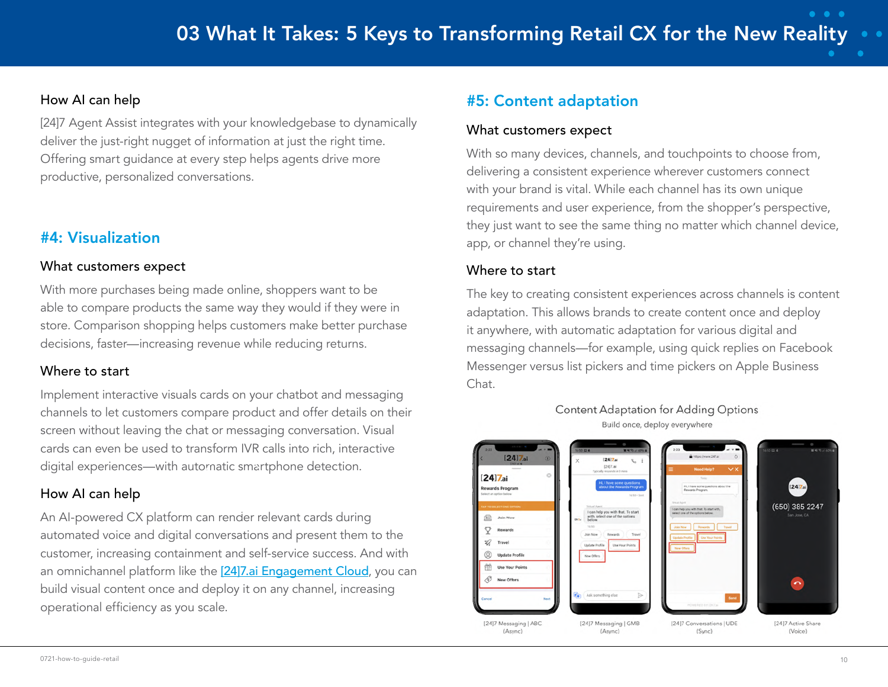# 03 What It Takes: 5 Keys to Transforming Retail CX for the New Reality

### How AI can help

[24]7 Agent Assist integrates with your knowledgebase to dynamically deliver the just-right nugget of information at just the right time. Offering smart guidance at every step helps agents drive more productive, personalized conversations.

## #4: Visualization

### What customers expect

With more purchases being made online, shoppers want to be able to compare products the same way they would if they were in store. Comparison shopping helps customers make better purchase decisions, faster—increasing revenue while reducing returns.

### Where to start

Implement interactive visuals cards on your chatbot and messaging channels to let customers compare product and offer details on their screen without leaving the chat or messaging conversation. Visual cards can even be used to transform IVR calls into rich, interactive digital experiences—with automatic smartphone detection.

### How AI can help

An AI-powered CX platform can render relevant cards during automated voice and digital conversations and present them to the customer, increasing containment and self-service success. And with an omnichannel platform like the [24]7.ai Engagement Cloud, you can build visual content once and deploy it on any channel, increasing operational efficiency as you scale.

## #5: Content adaptation

### What customers expect

With so many devices, channels, and touchpoints to choose from, delivering a consistent experience wherever customers connect with your brand is vital. While each channel has its own unique requirements and user experience, from the shopper's perspective, they just want to see the same thing no matter which channel device, app, or channel they're using.

### Where to start

The key to creating consistent experiences across channels is content adaptation. This allows brands to create content once and deploy it anywhere, with automatic adaptation for various digital and messaging channels—for example, using quick replies on Facebook Messenger versus list pickers and time pickers on Apple Business Chat.

Content Adaptation for Adding Options

Build once, deploy everywhere

[24]7 Messaging | ABC (Async) — [24]7 Messaging | GMB (Async) — [24]7 Conversations | UDE (Sync) — [24]7 Active Share (Voice)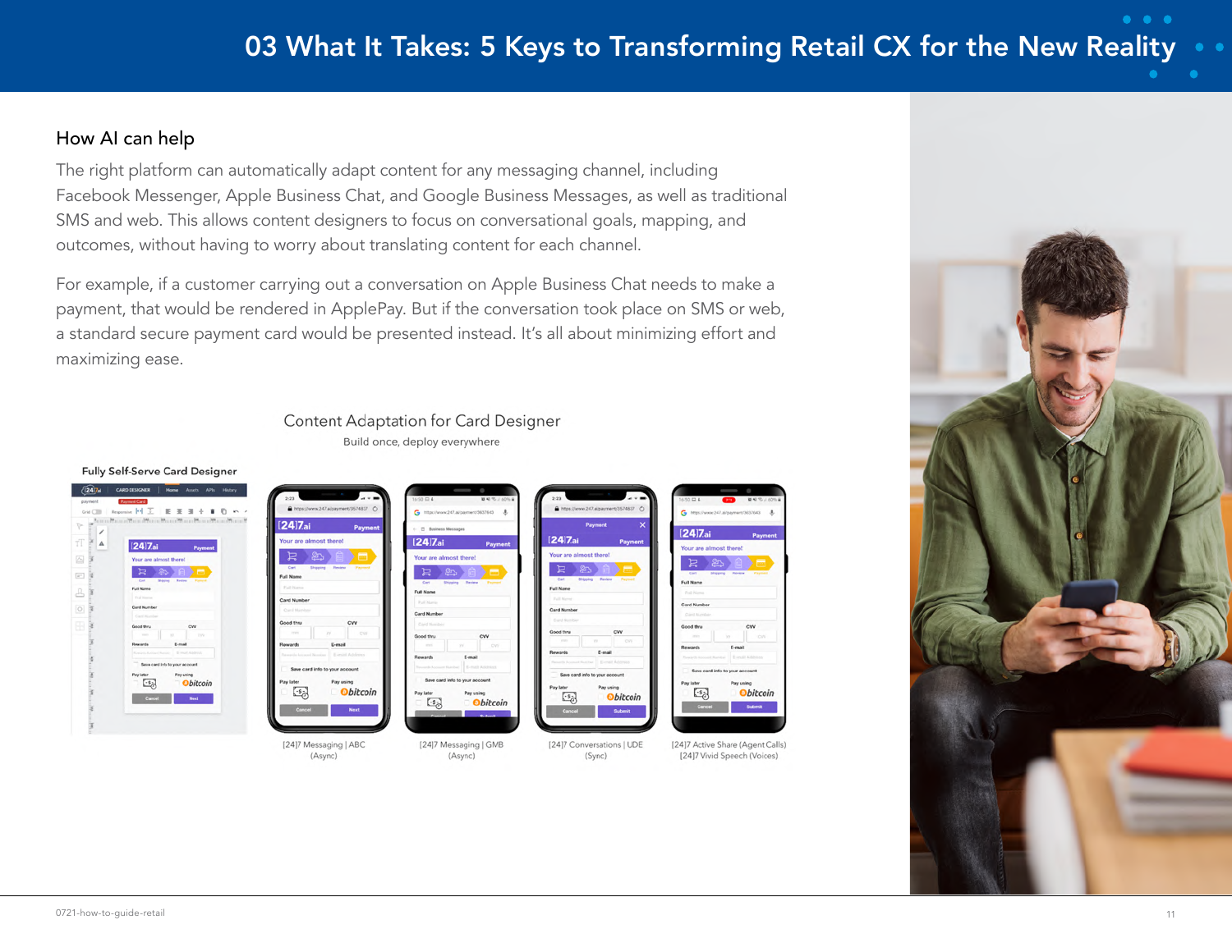# 03 What It Takes: 5 Keys to Transforming Retail CX for the New Reality

## How AI can help

The right platform can automatically adapt content for any messaging channel, including Facebook Messenger, Apple Business Chat, and Google Business Messages, as well as traditional SMS and web. This allows content designers to focus on conversational goals, mapping, and outcomes, without having to worry about translating content for each channel.

For example, if a customer carrying out a conversation on Apple Business Chat needs to make a payment, that would be rendered in ApplePay. But if the conversation took place on SMS or web, a standard secure payment card would be presented instead. It's all about minimizing effort and maximizing ease.

Content Adaptation for Card Designer

Build once, deploy everywhere

Fully Self-Serve Card Designer

[24]7 Messaging | ABC (Async)

[24]7 Messaging | GMB (Async)

[24]7 Conversations | UDE (Sync)

[24]7 Active Share (Agent Calls)
[24]7 Vivid Speech (Voices)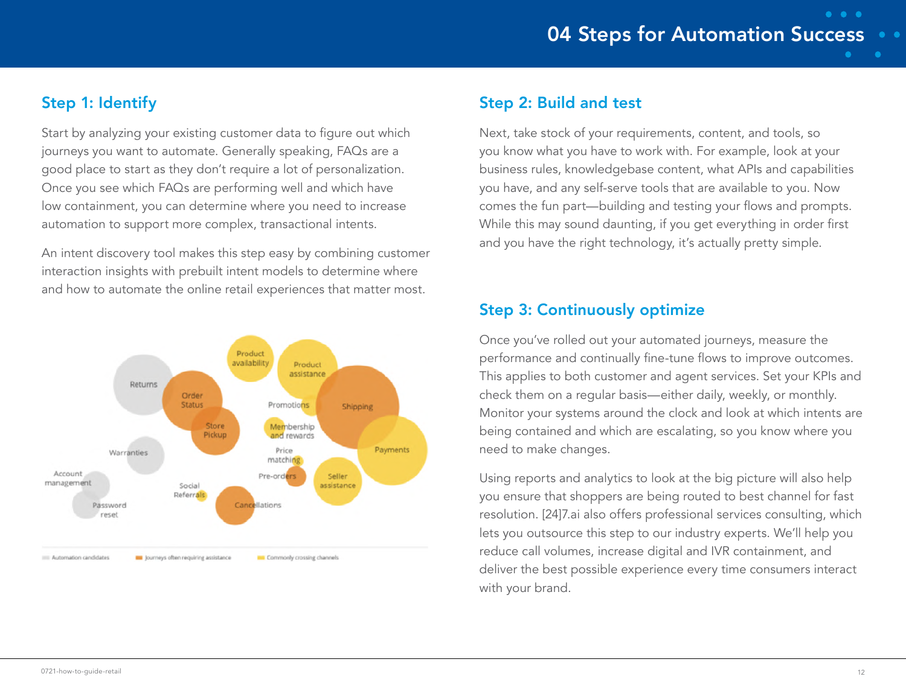# 04 Steps for Automation Success

## Step 1: Identify

Start by analyzing your existing customer data to figure out which journeys you want to automate. Generally speaking, FAQs are a good place to start as they don't require a lot of personalization. Once you see which FAQs are performing well and which have low containment, you can determine where you need to increase automation to support more complex, transactional intents.

An intent discovery tool makes this step easy by combining customer interaction insights with prebuilt intent models to determine where and how to automate the online retail experiences that matter most.

Product availability, Product assistance, Returns, Order Status, Promotions, Shipping, Store Pickup, Membership and rewards, Payments, Warranties, Price matching, Account management, Pre-orders, Seller assistance, Social Referrals, Password reset, Cancellations

Automation candidates | Journeys often requiring assistance | Commonly crossing channels

## Step 2: Build and test

Next, take stock of your requirements, content, and tools, so you know what you have to work with. For example, look at your business rules, knowledgebase content, what APIs and capabilities you have, and any self-serve tools that are available to you. Now comes the fun part—building and testing your flows and prompts. While this may sound daunting, if you get everything in order first and you have the right technology, it's actually pretty simple.

## Step 3: Continuously optimize

Once you've rolled out your automated journeys, measure the performance and continually fine-tune flows to improve outcomes. This applies to both customer and agent services. Set your KPIs and check them on a regular basis—either daily, weekly, or monthly. Monitor your systems around the clock and look at which intents are being contained and which are escalating, so you know where you need to make changes.

Using reports and analytics to look at the big picture will also help you ensure that shoppers are being routed to best channel for fast resolution. [24]7.ai also offers professional services consulting, which lets you outsource this step to our industry experts. We'll help you reduce call volumes, increase digital and IVR containment, and deliver the best possible experience every time consumers interact with your brand.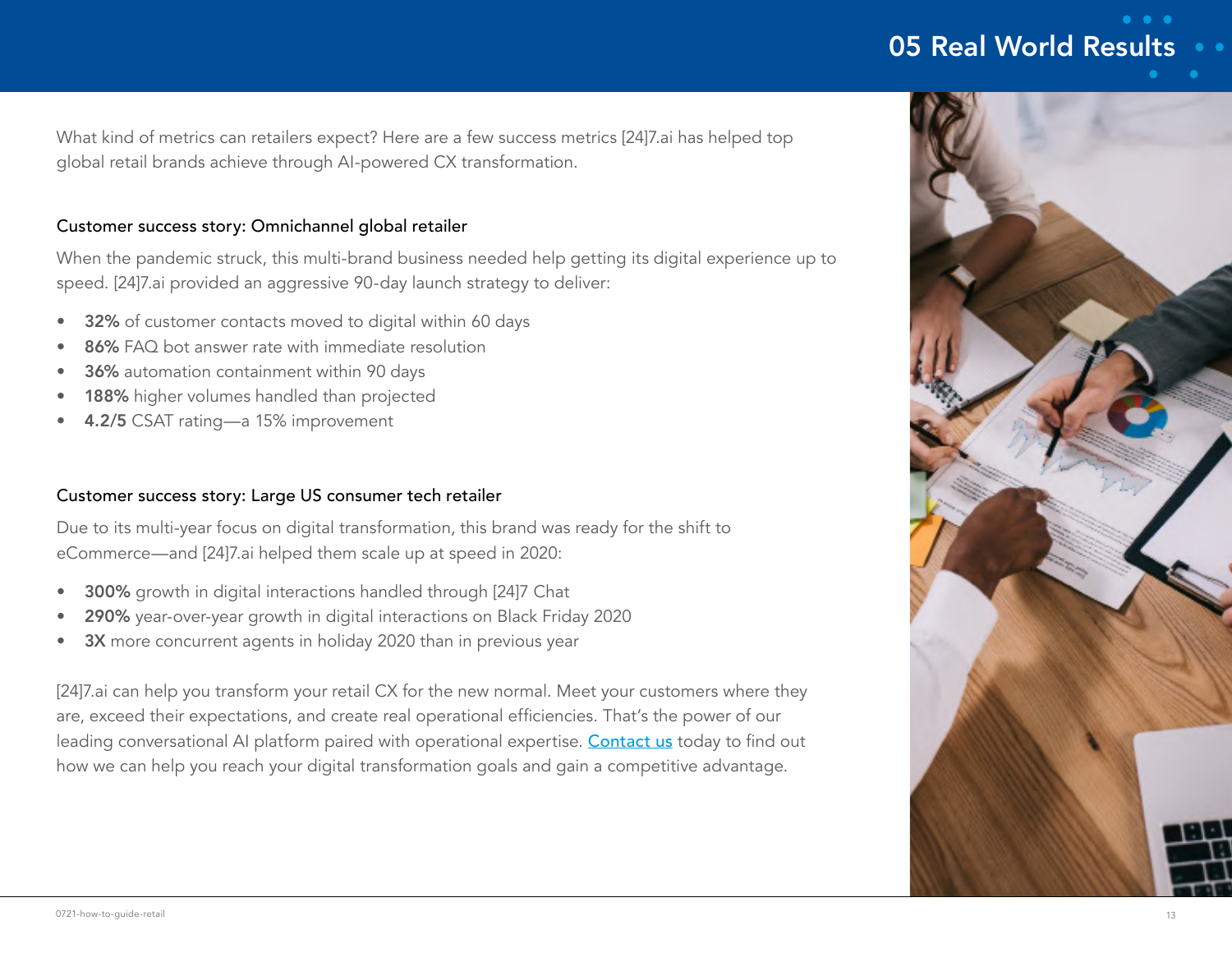# 05 Real World Results

What kind of metrics can retailers expect? Here are a few success metrics [24]7.ai has helped top global retail brands achieve through AI-powered CX transformation.

### Customer success story: Omnichannel global retailer

When the pandemic struck, this multi-brand business needed help getting its digital experience up to speed. [24]7.ai provided an aggressive 90-day launch strategy to deliver:

- **32%** of customer contacts moved to digital within 60 days
- **86%** FAQ bot answer rate with immediate resolution
- **36%** automation containment within 90 days
- **188%** higher volumes handled than projected
- **4.2/5** CSAT rating—a 15% improvement

### Customer success story: Large US consumer tech retailer

Due to its multi-year focus on digital transformation, this brand was ready for the shift to eCommerce—and [24]7.ai helped them scale up at speed in 2020:

- **300%** growth in digital interactions handled through [24]7 Chat
- **290%** year-over-year growth in digital interactions on Black Friday 2020
- **3X** more concurrent agents in holiday 2020 than in previous year

[24]7.ai can help you transform your retail CX for the new normal. Meet your customers where they are, exceed their expectations, and create real operational efficiencies. That's the power of our leading conversational AI platform paired with operational expertise. Contact us today to find out how we can help you reach your digital transformation goals and gain a competitive advantage.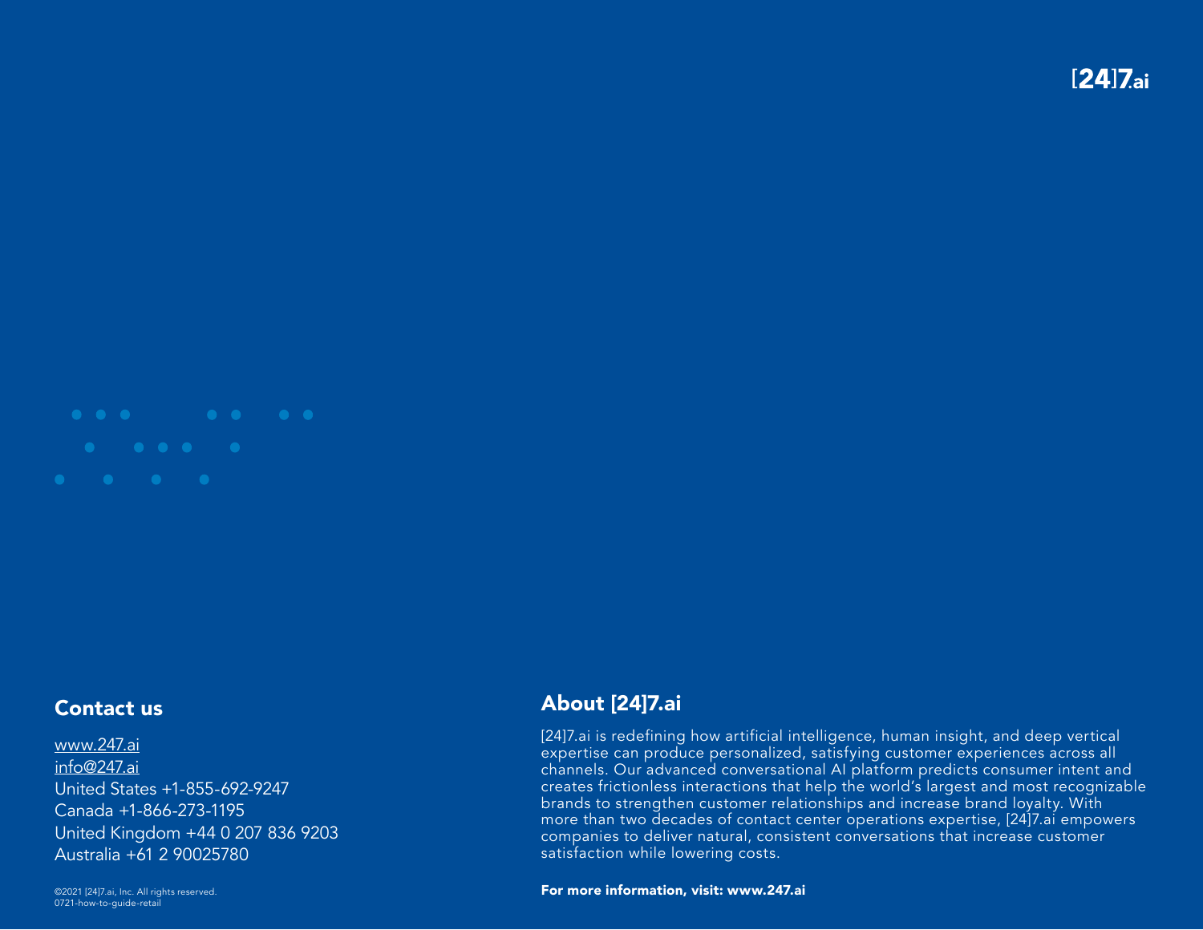[24]7.ai

## Contact us

www.247.ai
info@247.ai
United States +1-855-692-9247
Canada +1-866-273-1195
United Kingdom +44 0 207 836 9203
Australia +61 2 90025780

©2021 [24]7.ai, Inc. All rights reserved.
0721-how-to-guide-retail

## About [24]7.ai

[24]7.ai is redefining how artificial intelligence, human insight, and deep vertical expertise can produce personalized, satisfying customer experiences across all channels. Our advanced conversational AI platform predicts consumer intent and creates frictionless interactions that help the world's largest and most recognizable brands to strengthen customer relationships and increase brand loyalty. With more than two decades of contact center operations expertise, [24]7.ai empowers companies to deliver natural, consistent conversations that increase customer satisfaction while lowering costs.

**For more information, visit: www.247.ai**